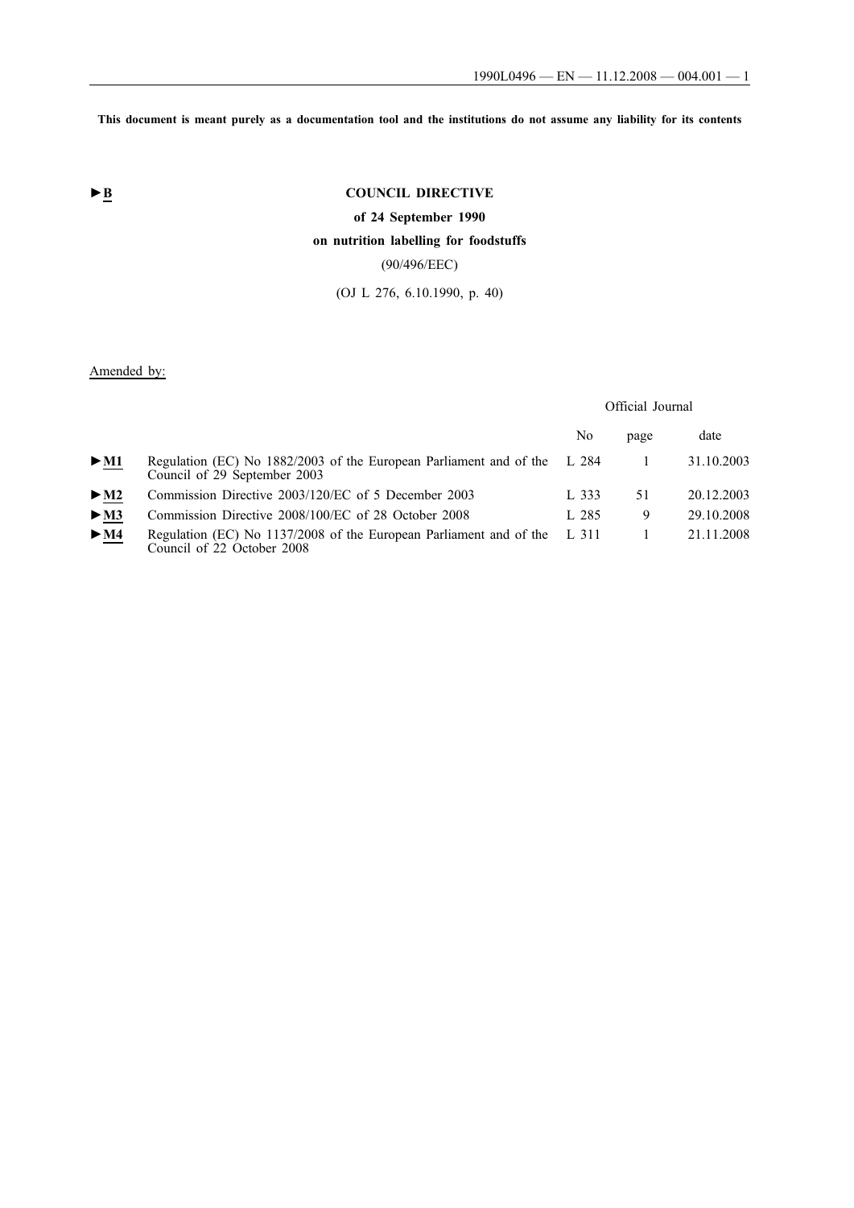This document is meant purely as a documentation tool and the institutions do not assume any liability for its contents

►B

# COUNCIL DIRECTIVE

## of 24 September 1990

## on nutrition labelling for foodstuffs

(90/496/EEC)

(OJ L 276, 6.10.1990, p. 40)

Amended by:

| | | Official Journal | | |
|---|---|---|---|---|
| | | No | page | date |
| ►M1 | Regulation (EC) No 1882/2003 of the European Parliament and of the Council of 29 September 2003 | L 284 | 1 | 31.10.2003 |
| ►M2 | Commission Directive 2003/120/EC of 5 December 2003 | L 333 | 51 | 20.12.2003 |
| ►M3 | Commission Directive 2008/100/EC of 28 October 2008 | L 285 | 9 | 29.10.2008 |
| ►M4 | Regulation (EC) No 1137/2008 of the European Parliament and of the Council of 22 October 2008 | L 311 | 1 | 21.11.2008 |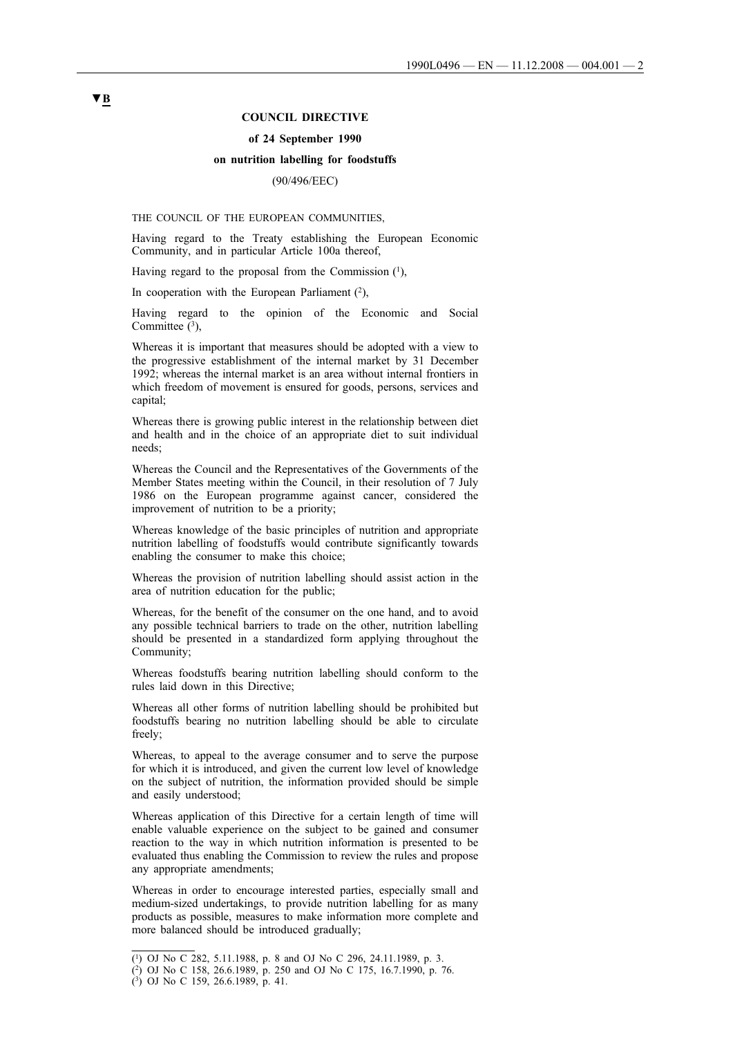**▼B**

**COUNCIL DIRECTIVE**

**of 24 September 1990**

**on nutrition labelling for foodstuffs**

(90/496/EEC)

THE COUNCIL OF THE EUROPEAN COMMUNITIES,

Having regard to the Treaty establishing the European Economic Community, and in particular Article 100a thereof,

Having regard to the proposal from the Commission [1],

In cooperation with the European Parliament [2],

Having regard to the opinion of the Economic and Social Committee [3],

Whereas it is important that measures should be adopted with a view to the progressive establishment of the internal market by 31 December 1992; whereas the internal market is an area without internal frontiers in which freedom of movement is ensured for goods, persons, services and capital;

Whereas there is growing public interest in the relationship between diet and health and in the choice of an appropriate diet to suit individual needs;

Whereas the Council and the Representatives of the Governments of the Member States meeting within the Council, in their resolution of 7 July 1986 on the European programme against cancer, considered the improvement of nutrition to be a priority;

Whereas knowledge of the basic principles of nutrition and appropriate nutrition labelling of foodstuffs would contribute significantly towards enabling the consumer to make this choice;

Whereas the provision of nutrition labelling should assist action in the area of nutrition education for the public;

Whereas, for the benefit of the consumer on the one hand, and to avoid any possible technical barriers to trade on the other, nutrition labelling should be presented in a standardized form applying throughout the Community;

Whereas foodstuffs bearing nutrition labelling should conform to the rules laid down in this Directive;

Whereas all other forms of nutrition labelling should be prohibited but foodstuffs bearing no nutrition labelling should be able to circulate freely;

Whereas, to appeal to the average consumer and to serve the purpose for which it is introduced, and given the current low level of knowledge on the subject of nutrition, the information provided should be simple and easily understood;

Whereas application of this Directive for a certain length of time will enable valuable experience on the subject to be gained and consumer reaction to the way in which nutrition information is presented to be evaluated thus enabling the Commission to review the rules and propose any appropriate amendments;

Whereas in order to encourage interested parties, especially small and medium-sized undertakings, to provide nutrition labelling for as many products as possible, measures to make information more complete and more balanced should be introduced gradually;

---

[1] OJ No C 282, 5.11.1988, p. 8 and OJ No C 296, 24.11.1989, p. 3.

[2] OJ No C 158, 26.6.1989, p. 250 and OJ No C 175, 16.7.1990, p. 76.

[3] OJ No C 159, 26.6.1989, p. 41.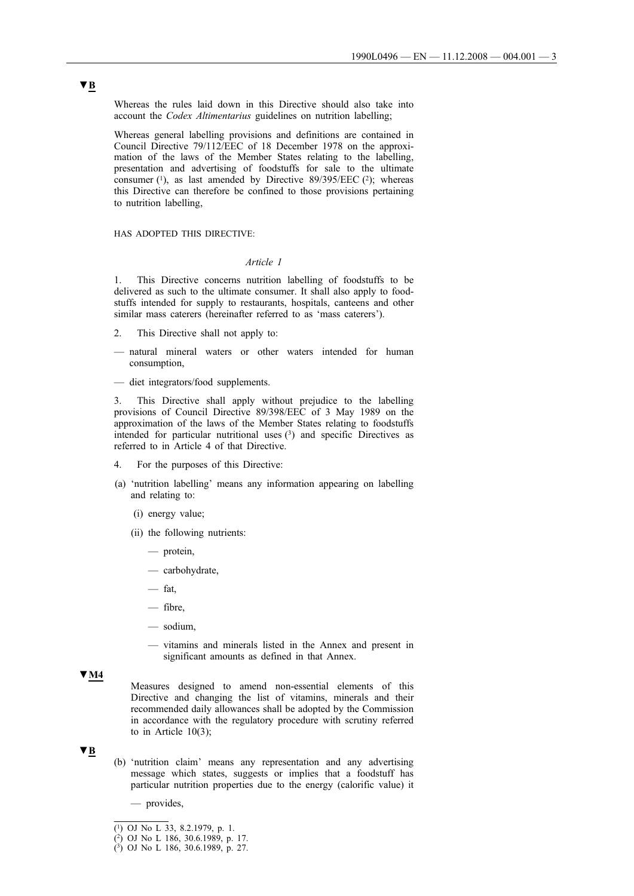▼B

Whereas the rules laid down in this Directive should also take into account the *Codex Altimentarius* guidelines on nutrition labelling;

Whereas general labelling provisions and definitions are contained in Council Directive 79/112/EEC of 18 December 1978 on the approximation of the laws of the Member States relating to the labelling, presentation and advertising of foodstuffs for sale to the ultimate consumer [1], as last amended by Directive 89/395/EEC [2]; whereas this Directive can therefore be confined to those provisions pertaining to nutrition labelling,

HAS ADOPTED THIS DIRECTIVE:

*Article 1*

1. This Directive concerns nutrition labelling of foodstuffs to be delivered as such to the ultimate consumer. It shall also apply to foodstuffs intended for supply to restaurants, hospitals, canteens and other similar mass caterers (hereinafter referred to as 'mass caterers').

2. This Directive shall not apply to:

— natural mineral waters or other waters intended for human consumption,

— diet integrators/food supplements.

3. This Directive shall apply without prejudice to the labelling provisions of Council Directive 89/398/EEC of 3 May 1989 on the approximation of the laws of the Member States relating to foodstuffs intended for particular nutritional uses [3] and specific Directives as referred to in Article 4 of that Directive.

4. For the purposes of this Directive:

(a) 'nutrition labelling' means any information appearing on labelling and relating to:

(i) energy value;

(ii) the following nutrients:

— protein,

— carbohydrate,

— fat,

— fibre,

— sodium,

— vitamins and minerals listed in the Annex and present in significant amounts as defined in that Annex.

▼M4

Measures designed to amend non-essential elements of this Directive and changing the list of vitamins, minerals and their recommended daily allowances shall be adopted by the Commission in accordance with the regulatory procedure with scrutiny referred to in Article 10(3);

▼B

(b) 'nutrition claim' means any representation and any advertising message which states, suggests or implies that a foodstuff has particular nutrition properties due to the energy (calorific value) it

— provides,

---

[1] OJ No L 33, 8.2.1979, p. 1.

[2] OJ No L 186, 30.6.1989, p. 17.

[3] OJ No L 186, 30.6.1989, p. 27.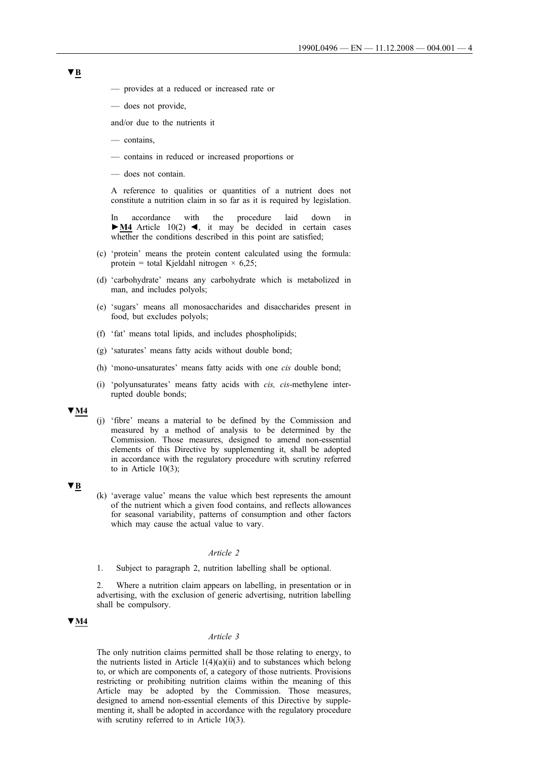▼B

— provides at a reduced or increased rate or

— does not provide,

and/or due to the nutrients it

— contains,

— contains in reduced or increased proportions or

— does not contain.

A reference to qualities or quantities of a nutrient does not constitute a nutrition claim in so far as it is required by legislation.

In accordance with the procedure laid down in ►M4 Article 10(2) ◄, it may be decided in certain cases whether the conditions described in this point are satisfied;

(c) 'protein' means the protein content calculated using the formula: protein = total Kjeldahl nitrogen × 6,25;

(d) 'carbohydrate' means any carbohydrate which is metabolized in man, and includes polyols;

(e) 'sugars' means all monosaccharides and disaccharides present in food, but excludes polyols;

(f) 'fat' means total lipids, and includes phospholipids;

(g) 'saturates' means fatty acids without double bond;

(h) 'mono-unsaturates' means fatty acids with one *cis* double bond;

(i) 'polyunsaturates' means fatty acids with *cis, cis*-methylene interrupted double bonds;

▼M4

(j) 'fibre' means a material to be defined by the Commission and measured by a method of analysis to be determined by the Commission. Those measures, designed to amend non-essential elements of this Directive by supplementing it, shall be adopted in accordance with the regulatory procedure with scrutiny referred to in Article 10(3);

▼B

(k) 'average value' means the value which best represents the amount of the nutrient which a given food contains, and reflects allowances for seasonal variability, patterns of consumption and other factors which may cause the actual value to vary.

*Article 2*

1. Subject to paragraph 2, nutrition labelling shall be optional.

2. Where a nutrition claim appears on labelling, in presentation or in advertising, with the exclusion of generic advertising, nutrition labelling shall be compulsory.

▼M4

*Article 3*

The only nutrition claims permitted shall be those relating to energy, to the nutrients listed in Article 1(4)(a)(ii) and to substances which belong to, or which are components of, a category of those nutrients. Provisions restricting or prohibiting nutrition claims within the meaning of this Article may be adopted by the Commission. Those measures, designed to amend non-essential elements of this Directive by supplementing it, shall be adopted in accordance with the regulatory procedure with scrutiny referred to in Article 10(3).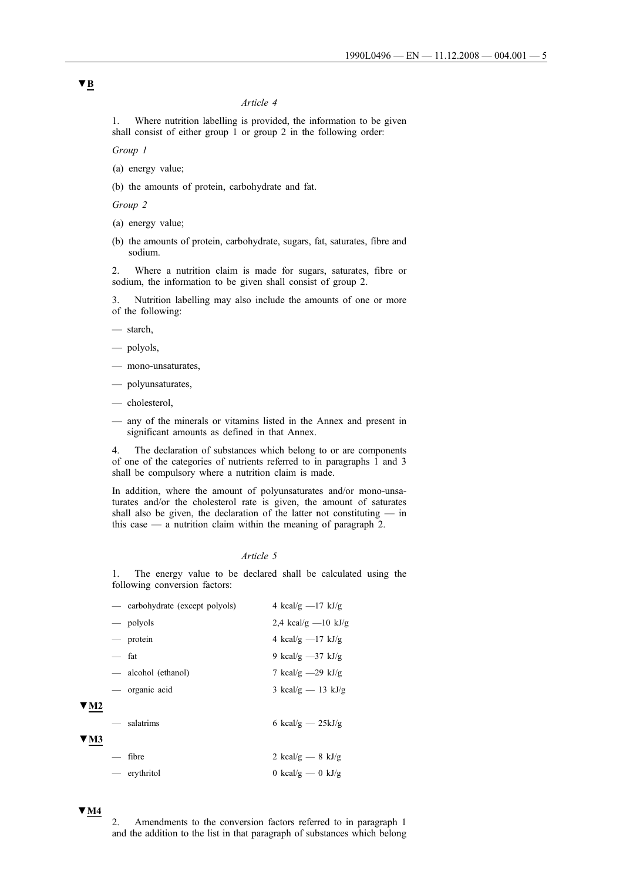▼B

*Article 4*

1. Where nutrition labelling is provided, the information to be given shall consist of either group 1 or group 2 in the following order:

*Group 1*

(a) energy value;

(b) the amounts of protein, carbohydrate and fat.

*Group 2*

(a) energy value;

(b) the amounts of protein, carbohydrate, sugars, fat, saturates, fibre and sodium.

2. Where a nutrition claim is made for sugars, saturates, fibre or sodium, the information to be given shall consist of group 2.

3. Nutrition labelling may also include the amounts of one or more of the following:

— starch,

— polyols,

— mono-unsaturates,

— polyunsaturates,

— cholesterol,

— any of the minerals or vitamins listed in the Annex and present in significant amounts as defined in that Annex.

4. The declaration of substances which belong to or are components of one of the categories of nutrients referred to in paragraphs 1 and 3 shall be compulsory where a nutrition claim is made.

In addition, where the amount of polyunsaturates and/or mono-unsaturates and/or the cholesterol rate is given, the amount of saturates shall also be given, the declaration of the latter not constituting — in this case — a nutrition claim within the meaning of paragraph 2.

*Article 5*

1. The energy value to be declared shall be calculated using the following conversion factors:

— carbohydrate (except polyols) 4 kcal/g —17 kJ/g

— polyols 2,4 kcal/g —10 kJ/g

— protein 4 kcal/g —17 kJ/g

— fat 9 kcal/g —37 kJ/g

— alcohol (ethanol) 7 kcal/g —29 kJ/g

— organic acid 3 kcal/g — 13 kJ/g

▼M2

— salatrims 6 kcal/g — 25kJ/g

▼M3

— fibre 2 kcal/g — 8 kJ/g

— erythritol 0 kcal/g — 0 kJ/g

▼M4

2. Amendments to the conversion factors referred to in paragraph 1 and the addition to the list in that paragraph of substances which belong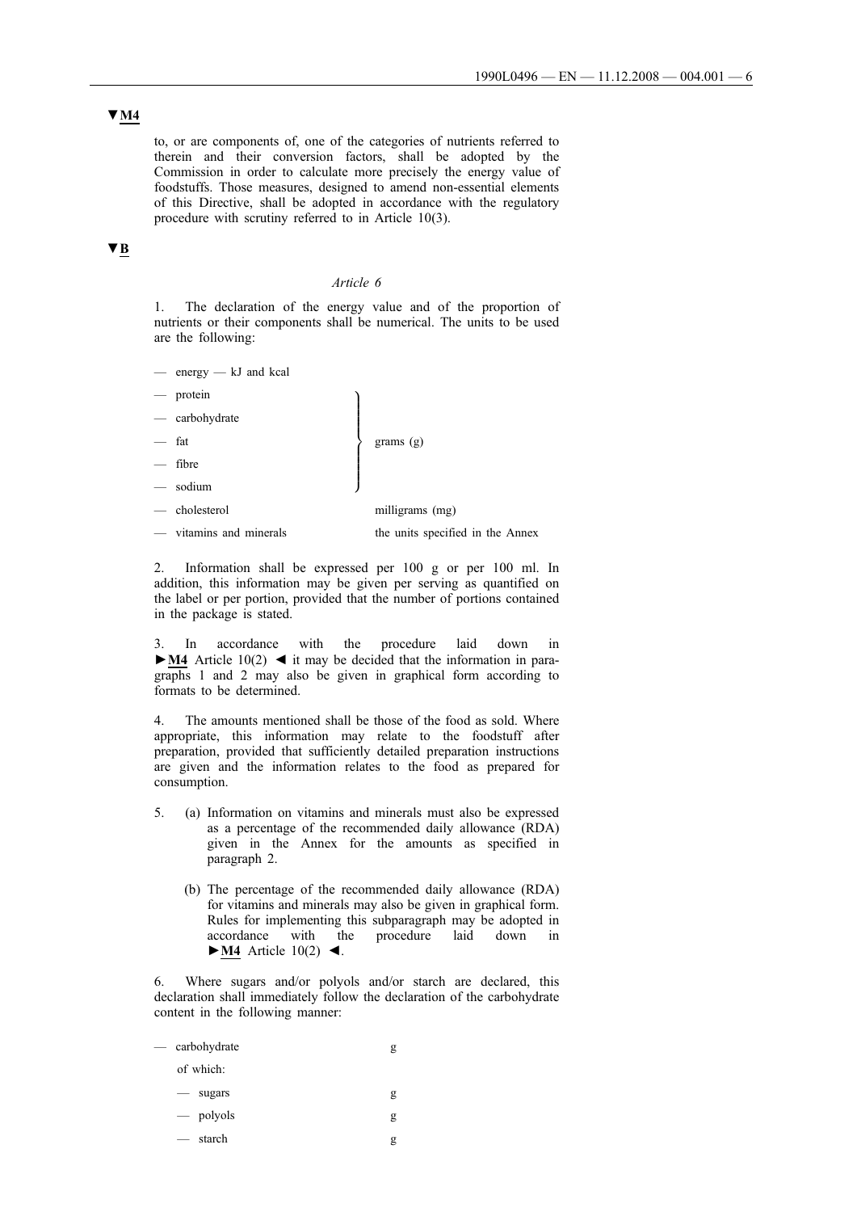▼M4

to, or are components of, one of the categories of nutrients referred to therein and their conversion factors, shall be adopted by the Commission in order to calculate more precisely the energy value of foodstuffs. Those measures, designed to amend non-essential elements of this Directive, shall be adopted in accordance with the regulatory procedure with scrutiny referred to in Article 10(3).

▼B

*Article 6*

1. The declaration of the energy value and of the proportion of nutrients or their components shall be numerical. The units to be used are the following:

| | |
|---|---|
| — energy — kJ and kcal | |
| — protein | grams (g) |
| — carbohydrate | grams (g) |
| — fat | grams (g) |
| — fibre | grams (g) |
| — sodium | grams (g) |
| — cholesterol | milligrams (mg) |
| — vitamins and minerals | the units specified in the Annex |

2. Information shall be expressed per 100 g or per 100 ml. In addition, this information may be given per serving as quantified on the label or per portion, provided that the number of portions contained in the package is stated.

3. In accordance with the procedure laid down in ►M4 Article 10(2) ◄ it may be decided that the information in paragraphs 1 and 2 may also be given in graphical form according to formats to be determined.

4. The amounts mentioned shall be those of the food as sold. Where appropriate, this information may relate to the foodstuff after preparation, provided that sufficiently detailed preparation instructions are given and the information relates to the food as prepared for consumption.

5. (a) Information on vitamins and minerals must also be expressed as a percentage of the recommended daily allowance (RDA) given in the Annex for the amounts as specified in paragraph 2.

(b) The percentage of the recommended daily allowance (RDA) for vitamins and minerals may also be given in graphical form. Rules for implementing this subparagraph may be adopted in accordance with the procedure laid down in ►M4 Article 10(2) ◄.

6. Where sugars and/or polyols and/or starch are declared, this declaration shall immediately follow the declaration of the carbohydrate content in the following manner:

| | |
|---|---|
| — carbohydrate | g |
| of which: | |
| — sugars | g |
| — polyols | g |
| — starch | g |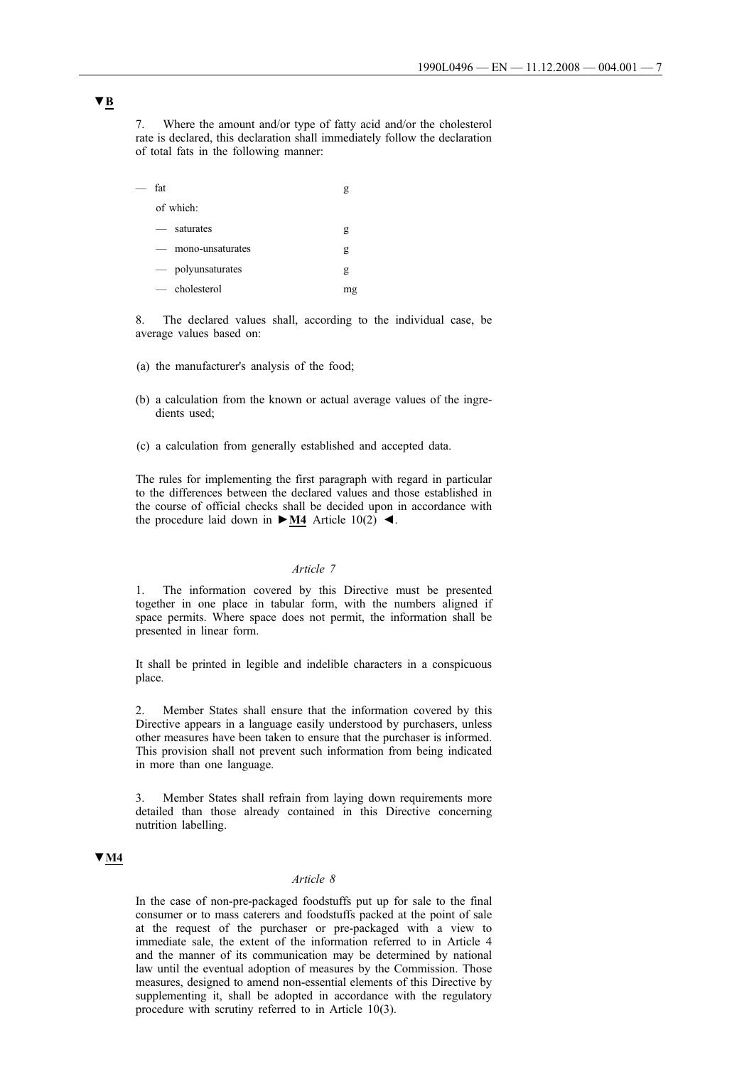▼B

7. Where the amount and/or type of fatty acid and/or the cholesterol rate is declared, this declaration shall immediately follow the declaration of total fats in the following manner:

| | |
|---|---|
| — fat | g |
| of which: | |
| — saturates | g |
| — mono-unsaturates | g |
| — polyunsaturates | g |
| — cholesterol | mg |

8. The declared values shall, according to the individual case, be average values based on:

(a) the manufacturer's analysis of the food;

(b) a calculation from the known or actual average values of the ingredients used;

(c) a calculation from generally established and accepted data.

The rules for implementing the first paragraph with regard in particular to the differences between the declared values and those established in the course of official checks shall be decided upon in accordance with the procedure laid down in ►M4 Article 10(2) ◄.

*Article 7*

1. The information covered by this Directive must be presented together in one place in tabular form, with the numbers aligned if space permits. Where space does not permit, the information shall be presented in linear form.

It shall be printed in legible and indelible characters in a conspicuous place.

2. Member States shall ensure that the information covered by this Directive appears in a language easily understood by purchasers, unless other measures have been taken to ensure that the purchaser is informed. This provision shall not prevent such information from being indicated in more than one language.

3. Member States shall refrain from laying down requirements more detailed than those already contained in this Directive concerning nutrition labelling.

▼M4

*Article 8*

In the case of non-pre-packaged foodstuffs put up for sale to the final consumer or to mass caterers and foodstuffs packed at the point of sale at the request of the purchaser or pre-packaged with a view to immediate sale, the extent of the information referred to in Article 4 and the manner of its communication may be determined by national law until the eventual adoption of measures by the Commission. Those measures, designed to amend non-essential elements of this Directive by supplementing it, shall be adopted in accordance with the regulatory procedure with scrutiny referred to in Article 10(3).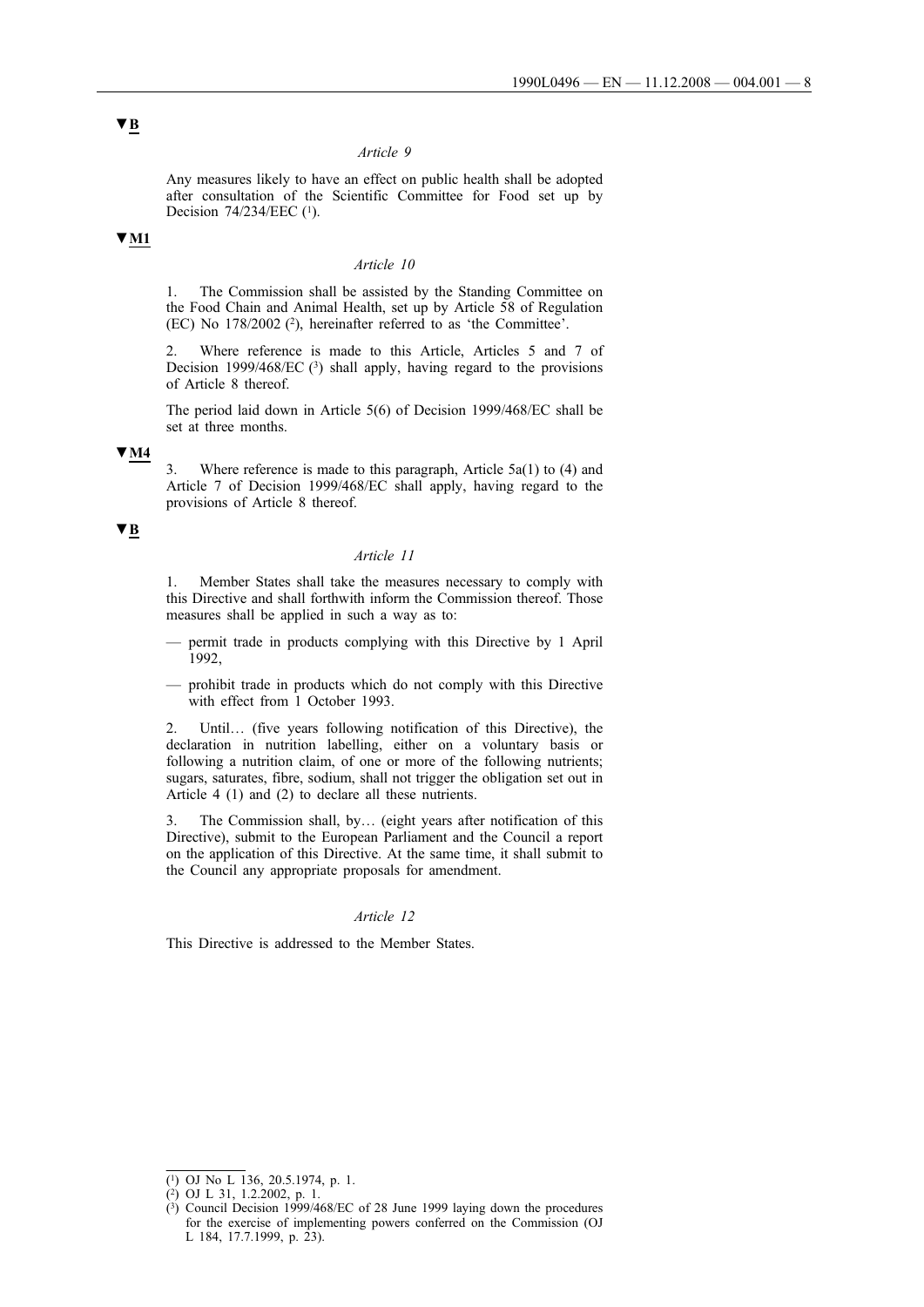▼B

*Article 9*

Any measures likely to have an effect on public health shall be adopted after consultation of the Scientific Committee for Food set up by Decision 74/234/EEC [1].

▼M1

*Article 10*

1. The Commission shall be assisted by the Standing Committee on the Food Chain and Animal Health, set up by Article 58 of Regulation (EC) No 178/2002 [2], hereinafter referred to as 'the Committee'.

2. Where reference is made to this Article, Articles 5 and 7 of Decision 1999/468/EC [3] shall apply, having regard to the provisions of Article 8 thereof.

The period laid down in Article 5(6) of Decision 1999/468/EC shall be set at three months.

▼M4

3. Where reference is made to this paragraph, Article 5a(1) to (4) and Article 7 of Decision 1999/468/EC shall apply, having regard to the provisions of Article 8 thereof.

▼B

*Article 11*

1. Member States shall take the measures necessary to comply with this Directive and shall forthwith inform the Commission thereof. Those measures shall be applied in such a way as to:

— permit trade in products complying with this Directive by 1 April 1992,

— prohibit trade in products which do not comply with this Directive with effect from 1 October 1993.

2. Until… (five years following notification of this Directive), the declaration in nutrition labelling, either on a voluntary basis or following a nutrition claim, of one or more of the following nutrients; sugars, saturates, fibre, sodium, shall not trigger the obligation set out in Article 4 (1) and (2) to declare all these nutrients.

3. The Commission shall, by… (eight years after notification of this Directive), submit to the European Parliament and the Council a report on the application of this Directive. At the same time, it shall submit to the Council any appropriate proposals for amendment.

*Article 12*

This Directive is addressed to the Member States.

---

[1] OJ No L 136, 20.5.1974, p. 1.

[2] OJ L 31, 1.2.2002, p. 1.

[3] Council Decision 1999/468/EC of 28 June 1999 laying down the procedures for the exercise of implementing powers conferred on the Commission (OJ L 184, 17.7.1999, p. 23).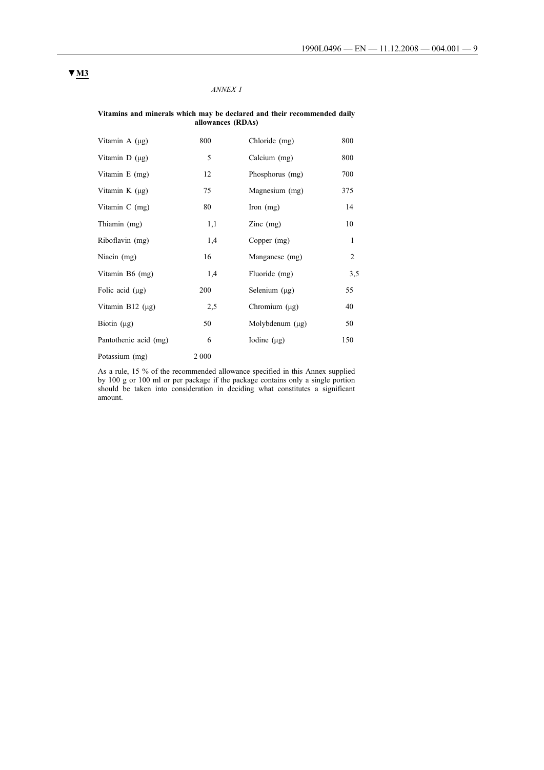▼M3

*ANNEX I*

**Vitamins and minerals which may be declared and their recommended daily allowances (RDAs)**

| | | | |
|---|---|---|---|
| Vitamin A (µg) | 800 | Chloride (mg) | 800 |
| Vitamin D (µg) | 5 | Calcium (mg) | 800 |
| Vitamin E (mg) | 12 | Phosphorus (mg) | 700 |
| Vitamin K (µg) | 75 | Magnesium (mg) | 375 |
| Vitamin C (mg) | 80 | Iron (mg) | 14 |
| Thiamin (mg) | 1,1 | Zinc (mg) | 10 |
| Riboflavin (mg) | 1,4 | Copper (mg) | 1 |
| Niacin (mg) | 16 | Manganese (mg) | 2 |
| Vitamin B6 (mg) | 1,4 | Fluoride (mg) | 3,5 |
| Folic acid (µg) | 200 | Selenium (µg) | 55 |
| Vitamin B12 (µg) | 2,5 | Chromium (µg) | 40 |
| Biotin (µg) | 50 | Molybdenum (µg) | 50 |
| Pantothenic acid (mg) | 6 | Iodine (µg) | 150 |
| Potassium (mg) | 2 000 | | |

As a rule, 15 % of the recommended allowance specified in this Annex supplied by 100 g or 100 ml or per package if the package contains only a single portion should be taken into consideration in deciding what constitutes a significant amount.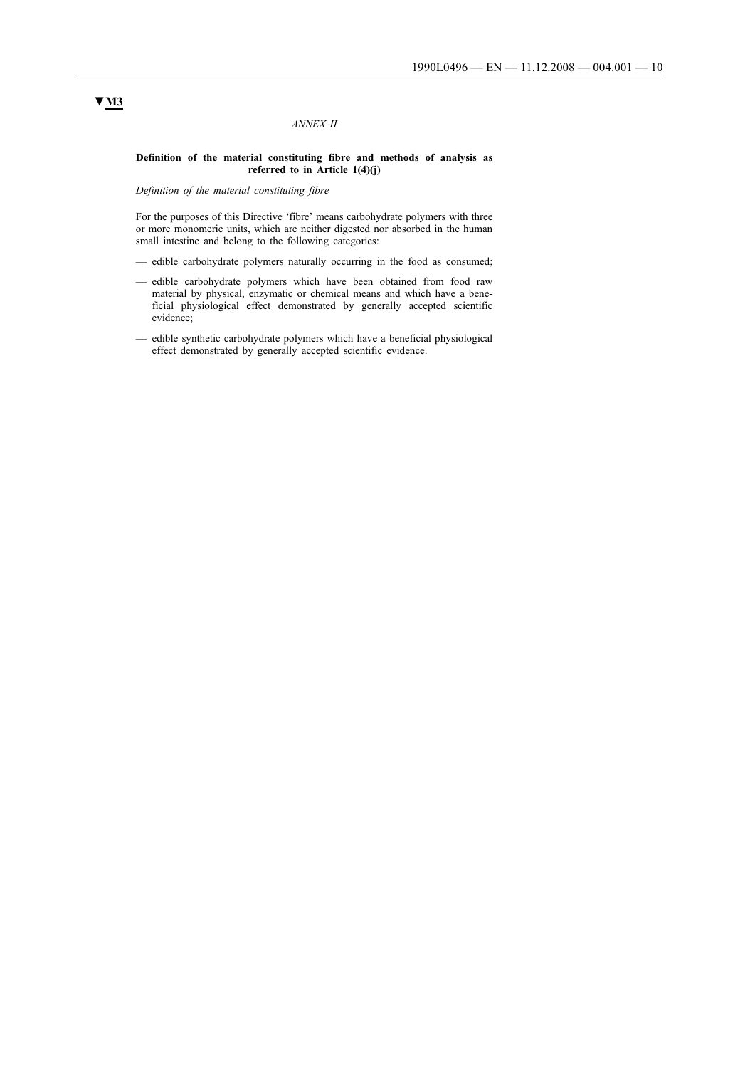▼M3

*ANNEX II*

**Definition of the material constituting fibre and methods of analysis as referred to in Article 1(4)(j)**

*Definition of the material constituting fibre*

For the purposes of this Directive 'fibre' means carbohydrate polymers with three or more monomeric units, which are neither digested nor absorbed in the human small intestine and belong to the following categories:

— edible carbohydrate polymers naturally occurring in the food as consumed;

— edible carbohydrate polymers which have been obtained from food raw material by physical, enzymatic or chemical means and which have a beneficial physiological effect demonstrated by generally accepted scientific evidence;

— edible synthetic carbohydrate polymers which have a beneficial physiological effect demonstrated by generally accepted scientific evidence.